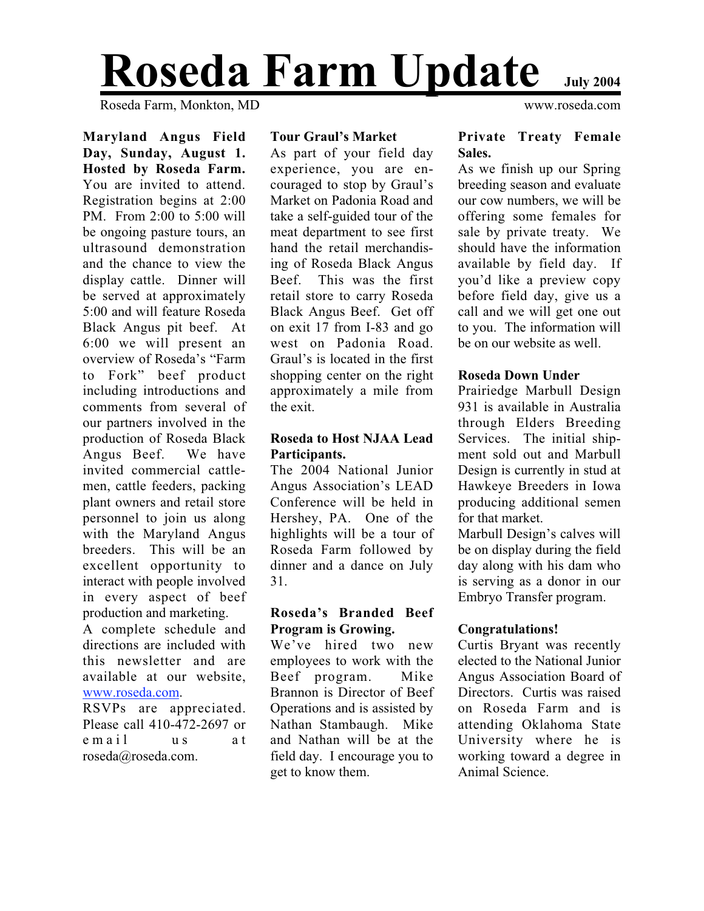# Roseda Farm Update

**July 2004**

Roseda Farm, Monkton, MD

www.roseda.com

**Maryland Angus Field Day, Sunday, August 1. Hosted by Roseda Farm.** You are invited to attend. Registration begins at 2:00 PM. From 2:00 to 5:00 will be ongoing pasture tours, an ultrasound demonstration and the chance to view the display cattle. Dinner will be served at approximately 5:00 and will feature Roseda Black Angus pit beef. At 6:00 we will present an overview of Roseda's "Farm to Fork" beef product including introductions and comments from several of our partners involved in the production of Roseda Black Angus Beef. We have invited commercial cattlemen, cattle feeders, packing plant owners and retail store personnel to join us along with the Maryland Angus breeders. This will be an excellent opportunity to interact with people involved in every aspect of beef production and marketing.

A complete schedule and directions are included with this newsletter and are available at our website, www.roseda.com.

RSVPs are appreciated. Please call 410-472-2697 or email us at roseda@roseda.com.

**Tour Graul's Market**

As part of your field day experience, you are encouraged to stop by Graul's Market on Padonia Road and take a self-guided tour of the meat department to see first hand the retail merchandising of Roseda Black Angus Beef. This was the first retail store to carry Roseda Black Angus Beef. Get off on exit 17 from I-83 and go west on Padonia Road. Graul's is located in the first shopping center on the right approximately a mile from the exit.

**Roseda to Host NJAA Lead Participants.**

The 2004 National Junior Angus Association's LEAD Conference will be held in Hershey, PA. One of the highlights will be a tour of Roseda Farm followed by dinner and a dance on July 31.

**Roseda's Branded Beef Program is Growing.**

We've hired two new employees to work with the Beef program. Mike Brannon is Director of Beef Operations and is assisted by Nathan Stambaugh. Mike and Nathan will be at the field day. I encourage you to get to know them.

**Private Treaty Female Sales.**

As we finish up our Spring breeding season and evaluate our cow numbers, we will be offering some females for sale by private treaty. We should have the information available by field day. If you'd like a preview copy before field day, give us a call and we will get one out to you. The information will be on our website as well.

**Roseda Down Under**

Prairiedge Marbull Design 931 is available in Australia through Elders Breeding Services. The initial shipment sold out and Marbull Design is currently in stud at Hawkeye Breeders in Iowa producing additional semen for that market.

Marbull Design's calves will be on display during the field day along with his dam who is serving as a donor in our Embryo Transfer program.

**Congratulations!**

Curtis Bryant was recently elected to the National Junior Angus Association Board of Directors. Curtis was raised on Roseda Farm and is attending Oklahoma State University where he is working toward a degree in Animal Science.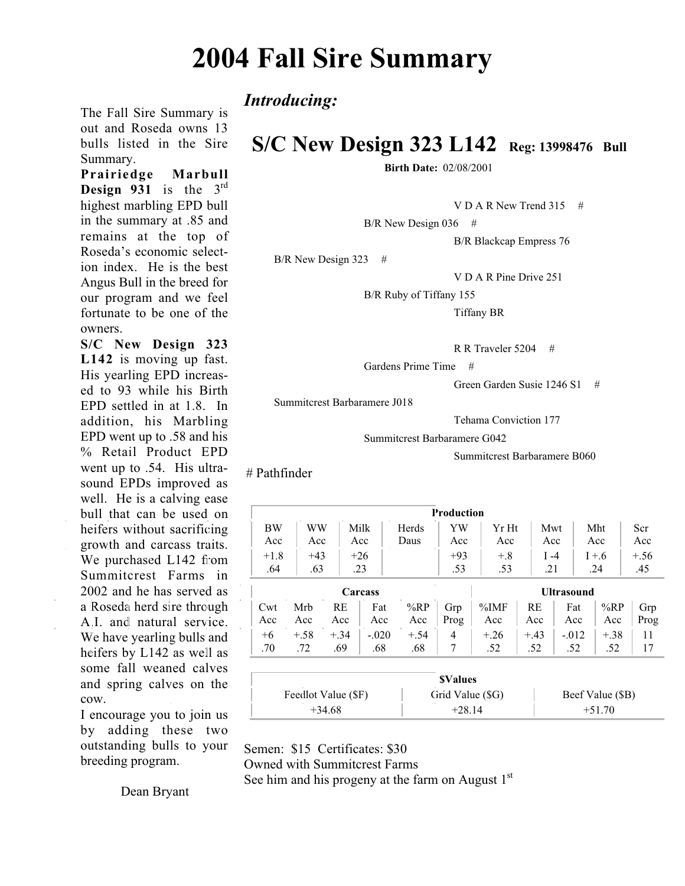# 2004 Fall Sire Summary

The Fall Sire Summary is out and Roseda owns 13 bulls listed in the Sire Summary.

**Prairiedge Marbull Design 931** is the 3rd highest marbling EPD bull in the summary at .85 and remains at the top of Roseda's economic selection index. He is the best Angus Bull in the breed for our program and we feel fortunate to be one of the owners.

**S/C New Design 323 L142** is moving up fast. His yearling EPD increased to 93 while his Birth EPD settled in at 1.8. In addition, his Marbling EPD went up to .58 and his % Retail Product EPD went up to .54. His ultrasound EPDs improved as well. He is a calving ease bull that can be used on heifers without sacrificing growth and carcass traits. We purchased L142 from Summitcrest Farms in 2002 and he has served as a Roseda herd sire through A.I. and natural service. We have yearling bulls and heifers by L142 as well as some fall weaned calves and spring calves on the cow.

I encourage you to join us by adding these two outstanding bulls to your breeding program.

Dean Bryant

## *Introducing:*

## S/C New Design 323 L142 — Reg: 13998476 Bull

**Birth Date:** 02/08/2001

- B/R New Design 323 #
  - B/R New Design 036 #
    - V D A R New Trend 315 #
    - B/R Blackcap Empress 76
  - B/R Ruby of Tiffany 155
    - V D A R Pine Drive 251
    - Tiffany BR
- Summitcrest Barbaramere J018
  - Gardens Prime Time #
    - R R Traveler 5204 #
    - Green Garden Susie 1246 S1 #
  - Summitcrest Barbaramere G042
    - Tehama Conviction 177
    - Summitcrest Barbaramere B060

# Pathfinder

| Production | | | | | | | | |
|---|---|---|---|---|---|---|---|---|
| BW Acc | WW Acc | Milk Acc | Herds Daus | YW Acc | Yr Ht Acc | Mwt Acc | Mht Acc | Scr Acc |
| +1.8<br>.64 | +43<br>.63 | +26<br>.23 | | +93<br>.53 | +.8<br>.53 | I -4<br>.21 | I +.6<br>.24 | +.56<br>.45 |

| Carcass | | | | | | Ultrasound | | | | |
|---|---|---|---|---|---|---|---|---|---|---|
| Cwt Acc | Mrb Acc | RE Acc | Fat Acc | %RP Acc | Grp Prog | %IMF Acc | RE Acc | Fat Acc | %RP Acc | Grp Prog |
| +6<br>.70 | +.58<br>.72 | +.34<br>.69 | -.020<br>.68 | +.54<br>.68 | 4<br>7 | +.26<br>.52 | +.43<br>.52 | -.012<br>.52 | +.38<br>.52 | 11<br>17 |

| $Values | | |
|---|---|---|
| Feedlot Value ($F) | Grid Value ($G) | Beef Value ($B) |
| +34.68 | +28.14 | +51.70 |

Semen: $15 Certificates: $30

Owned with Summitcrest Farms

See him and his progeny at the farm on August 1st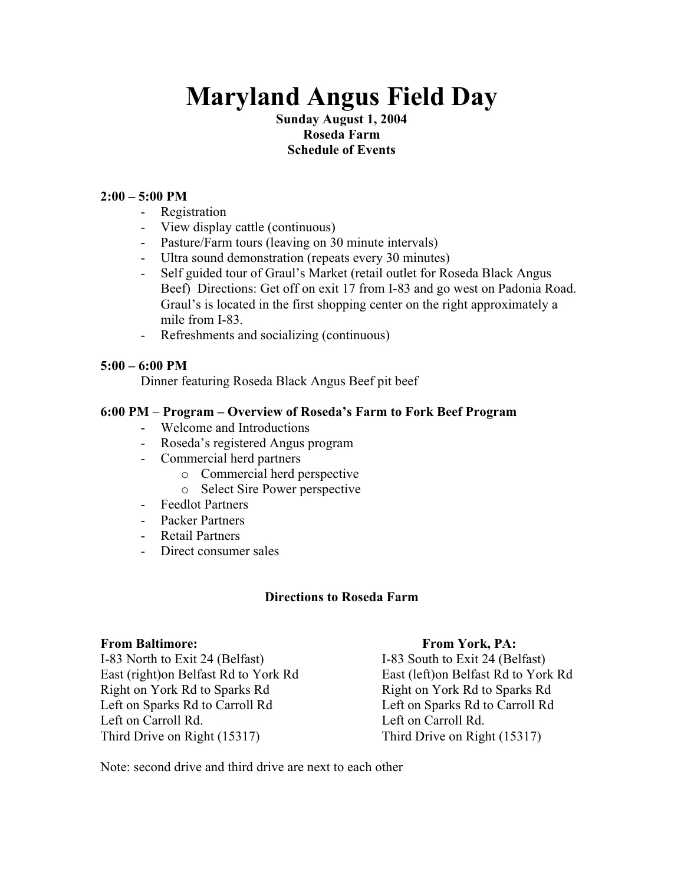# Maryland Angus Field Day

**Sunday August 1, 2004**
**Roseda Farm**
**Schedule of Events**

**2:00 – 5:00 PM**

- Registration
- View display cattle (continuous)
- Pasture/Farm tours (leaving on 30 minute intervals)
- Ultra sound demonstration (repeats every 30 minutes)
- Self guided tour of Graul's Market (retail outlet for Roseda Black Angus Beef) Directions: Get off on exit 17 from I-83 and go west on Padonia Road. Graul's is located in the first shopping center on the right approximately a mile from I-83.
- Refreshments and socializing (continuous)

**5:00 – 6:00 PM**

Dinner featuring Roseda Black Angus Beef pit beef

**6:00 PM** – **Program – Overview of Roseda's Farm to Fork Beef Program**

- Welcome and Introductions
- Roseda's registered Angus program
- Commercial herd partners
  - Commercial herd perspective
  - Select Sire Power perspective
- Feedlot Partners
- Packer Partners
- Retail Partners
- Direct consumer sales

**Directions to Roseda Farm**

**From Baltimore:**
I-83 North to Exit 24 (Belfast)
East (right)on Belfast Rd to York Rd
Right on York Rd to Sparks Rd
Left on Sparks Rd to Carroll Rd
Left on Carroll Rd.
Third Drive on Right (15317)

**From York, PA:**
I-83 South to Exit 24 (Belfast)
East (left)on Belfast Rd to York Rd
Right on York Rd to Sparks Rd
Left on Sparks Rd to Carroll Rd
Left on Carroll Rd.
Third Drive on Right (15317)

Note: second drive and third drive are next to each other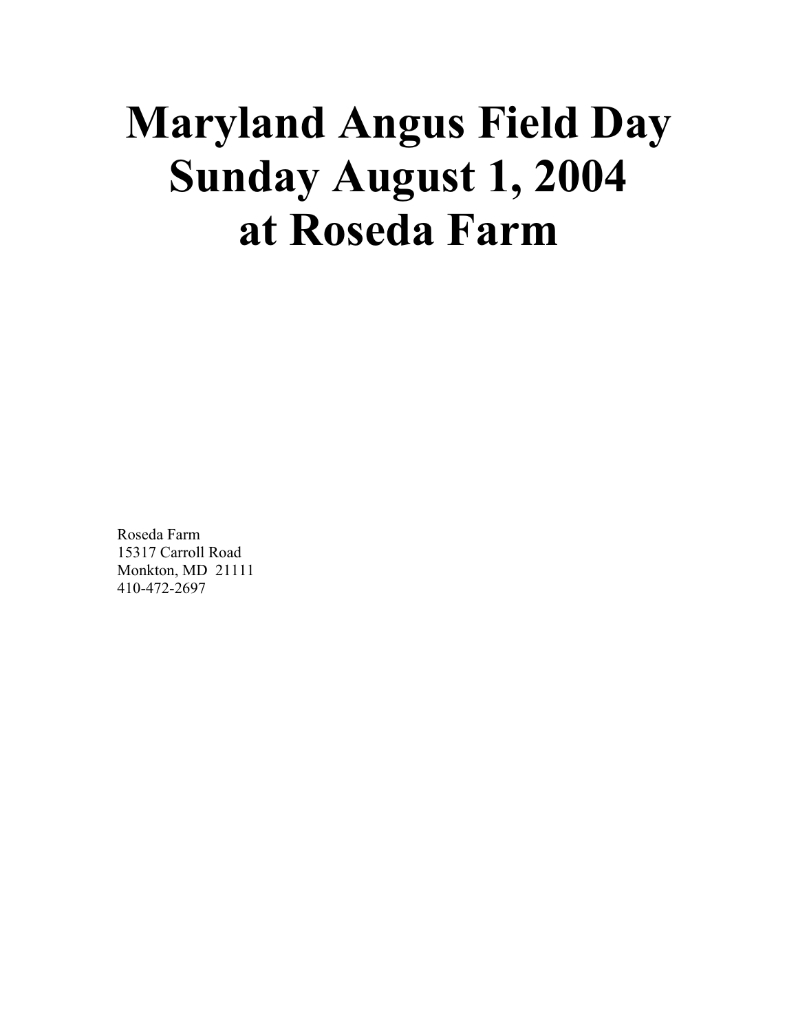# Maryland Angus Field Day
# Sunday August 1, 2004
# at Roseda Farm

Roseda Farm
15317 Carroll Road
Monkton, MD 21111
410-472-2697